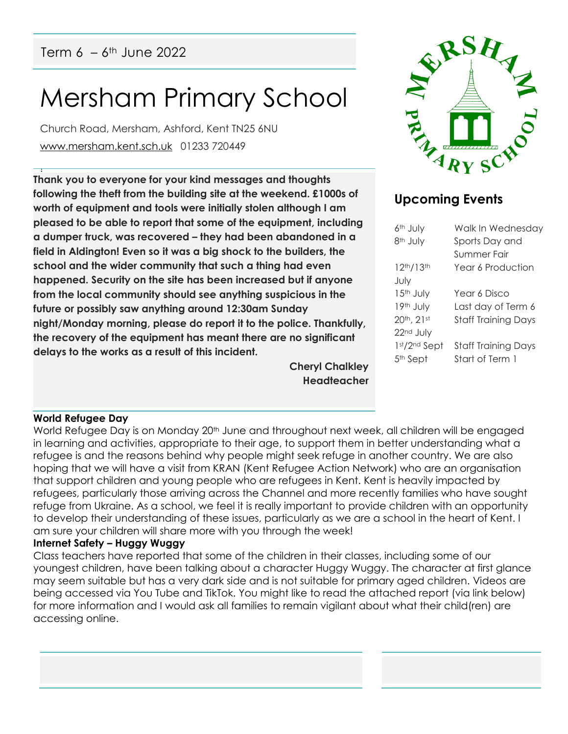Term 6 – 6th June 2022

# Mersham Primary School

Church Road, Mersham, Ashford, Kent TN25 6NU

www.mersham.kent.sch.uk 01233 720449

**Thank you to everyone for your kind messages and thoughts following the theft from the building site at the weekend. £1000s of worth of equipment and tools were initially stolen although I am pleased to be able to report that some of the equipment, including a dumper truck, was recovered – they had been abandoned in a field in Aldington! Even so it was a big shock to the builders, the school and the wider community that such a thing had even happened. Security on the site has been increased but if anyone from the local community should see anything suspicious in the future or possibly saw anything around 12:30am Sunday night/Monday morning, please do report it to the police. Thankfully, the recovery of the equipment has meant there are no significant delays to the works as a result of this incident.**

**Cheryl Chalkley**
**Headteacher**

## Upcoming Events

| | |
|---|---|
| 6th July | Walk In Wednesday |
| 8th July | Sports Day and Summer Fair |
| 12th/13th July | Year 6 Production |
| 15th July | Year 6 Disco |
| 19th July | Last day of Term 6 |
| 20th, 21st 22nd July | Staff Training Days |
| 1st/2nd Sept | Staff Training Days |
| 5th Sept | Start of Term 1 |

**World Refugee Day**

World Refugee Day is on Monday 20th June and throughout next week, all children will be engaged in learning and activities, appropriate to their age, to support them in better understanding what a refugee is and the reasons behind why people might seek refuge in another country. We are also hoping that we will have a visit from KRAN (Kent Refugee Action Network) who are an organisation that support children and young people who are refugees in Kent. Kent is heavily impacted by refugees, particularly those arriving across the Channel and more recently families who have sought refuge from Ukraine. As a school, we feel it is really important to provide children with an opportunity to develop their understanding of these issues, particularly as we are a school in the heart of Kent. I am sure your children will share more with you through the week!

**Internet Safety – Huggy Wuggy**

Class teachers have reported that some of the children in their classes, including some of our youngest children, have been talking about a character Huggy Wuggy. The character at first glance may seem suitable but has a very dark side and is not suitable for primary aged children. Videos are being accessed via You Tube and TikTok. You might like to read the attached report (via link below) for more information and I would ask all families to remain vigilant about what their child(ren) are accessing online.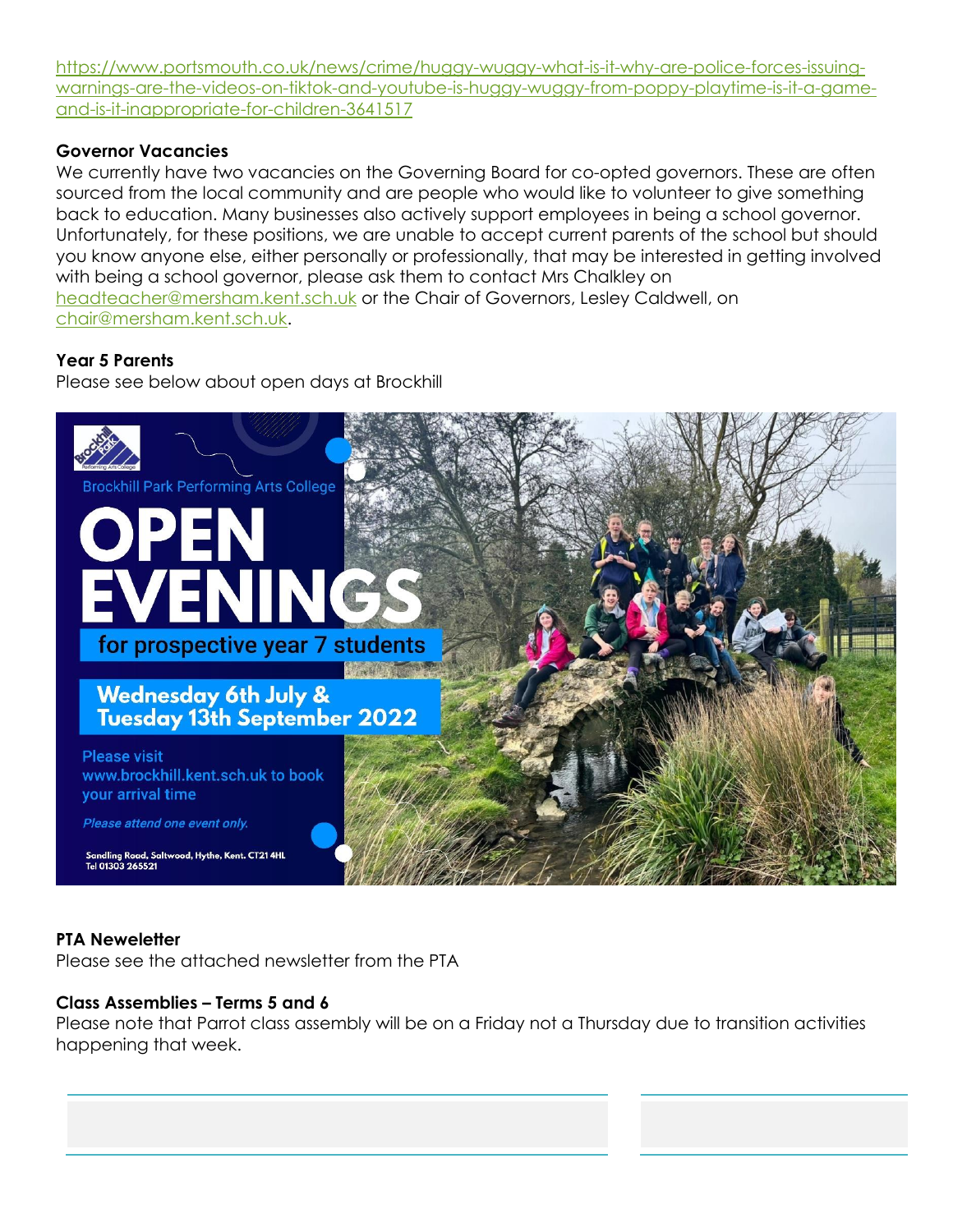https://www.portsmouth.co.uk/news/crime/huggy-wuggy-what-is-it-why-are-police-forces-issuing-warnings-are-the-videos-on-tiktok-and-youtube-is-huggy-wuggy-from-poppy-playtime-is-it-a-game-and-is-it-inappropriate-for-children-3641517

**Governor Vacancies**

We currently have two vacancies on the Governing Board for co-opted governors. These are often sourced from the local community and are people who would like to volunteer to give something back to education. Many businesses also actively support employees in being a school governor. Unfortunately, for these positions, we are unable to accept current parents of the school but should you know anyone else, either personally or professionally, that may be interested in getting involved with being a school governor, please ask them to contact Mrs Chalkley on headteacher@mersham.kent.sch.uk or the Chair of Governors, Lesley Caldwell, on chair@mersham.kent.sch.uk.

**Year 5 Parents**

Please see below about open days at Brockhill

Brockhill Park Performing Arts College

OPEN EVENINGS

for prospective year 7 students

Wednesday 6th July & Tuesday 13th September 2022

Please visit www.brockhill.kent.sch.uk to book your arrival time

*Please attend one event only.*

Sandling Road, Saltwood, Hythe, Kent. CT21 4HL
Tel 01303 265521

**PTA Neweletter**

Please see the attached newsletter from the PTA

**Class Assemblies – Terms 5 and 6**

Please note that Parrot class assembly will be on a Friday not a Thursday due to transition activities happening that week.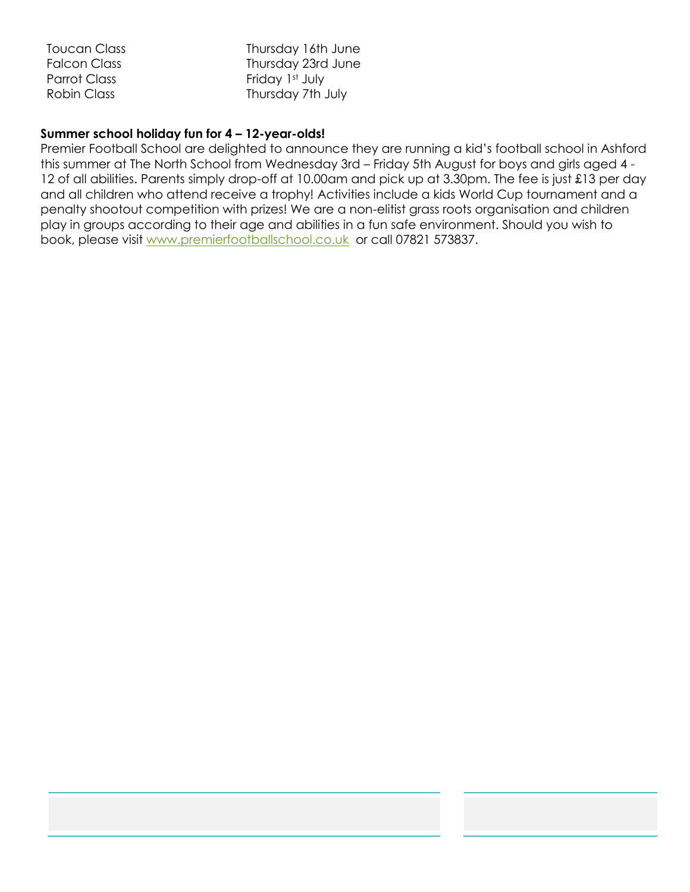| | |
|---|---|
| Toucan Class | Thursday 16th June |
| Falcon Class | Thursday 23rd June |
| Parrot Class | Friday 1st July |
| Robin Class | Thursday 7th July |

**Summer school holiday fun for 4 – 12-year-olds!**

Premier Football School are delighted to announce they are running a kid's football school in Ashford this summer at The North School from Wednesday 3rd – Friday 5th August for boys and girls aged 4 - 12 of all abilities. Parents simply drop-off at 10.00am and pick up at 3.30pm. The fee is just £13 per day and all children who attend receive a trophy! Activities include a kids World Cup tournament and a penalty shootout competition with prizes! We are a non-elitist grass roots organisation and children play in groups according to their age and abilities in a fun safe environment. Should you wish to book, please visit www.premierfootballschool.co.uk or call 07821 573837.